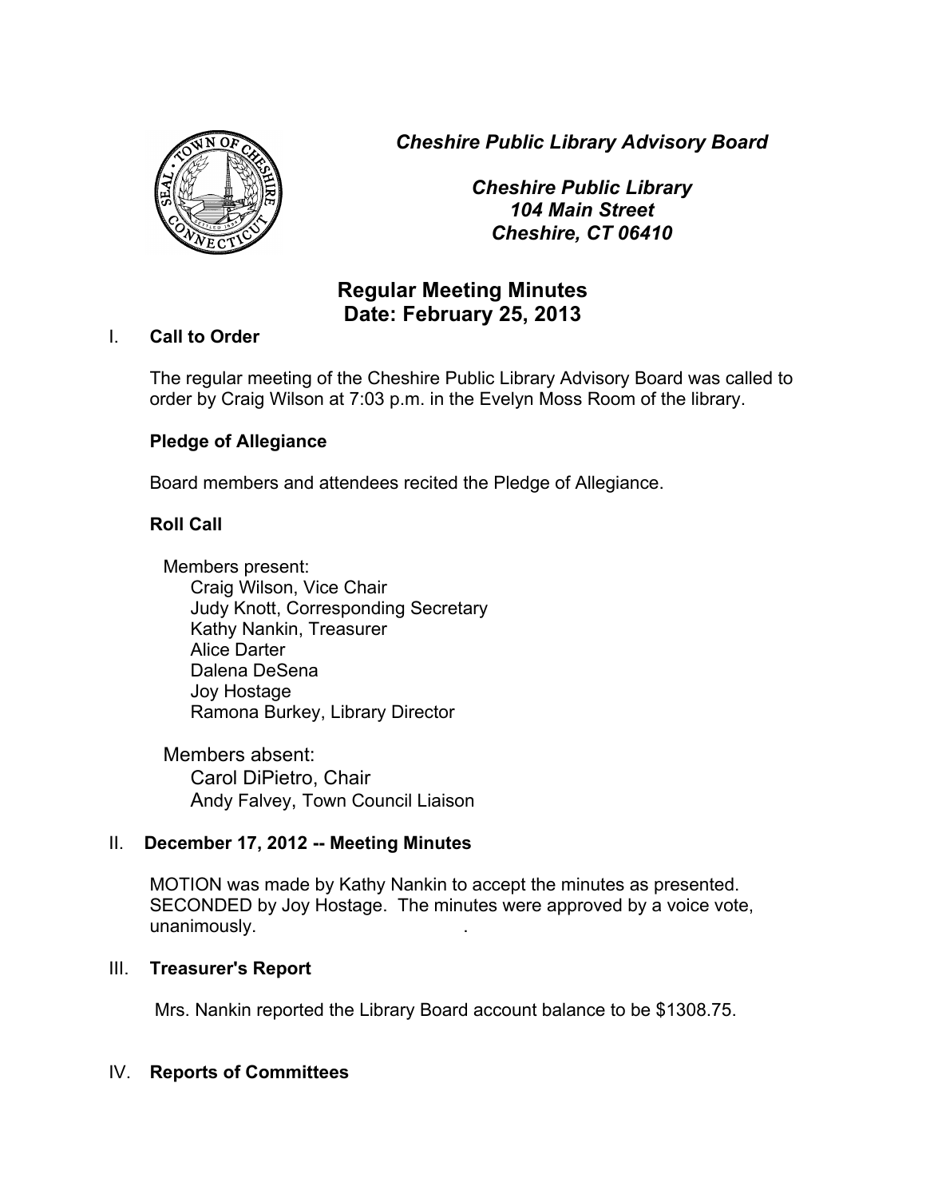*Cheshire Public Library Advisory Board*

*Cheshire Public Library*
*104 Main Street*
*Cheshire, CT 06410*

# Regular Meeting Minutes
## Date: February 25, 2013

## I. Call to Order

The regular meeting of the Cheshire Public Library Advisory Board was called to order by Craig Wilson at 7:03 p.m. in the Evelyn Moss Room of the library.

### Pledge of Allegiance

Board members and attendees recited the Pledge of Allegiance.

### Roll Call

Members present:
- Craig Wilson, Vice Chair
- Judy Knott, Corresponding Secretary
- Kathy Nankin, Treasurer
- Alice Darter
- Dalena DeSena
- Joy Hostage
- Ramona Burkey, Library Director

Members absent:
- Carol DiPietro, Chair
- Andy Falvey, Town Council Liaison

## II. December 17, 2012 -- Meeting Minutes

MOTION was made by Kathy Nankin to accept the minutes as presented. SECONDED by Joy Hostage. The minutes were approved by a voice vote, unanimously.

## III. Treasurer's Report

Mrs. Nankin reported the Library Board account balance to be $1308.75.

## IV. Reports of Committees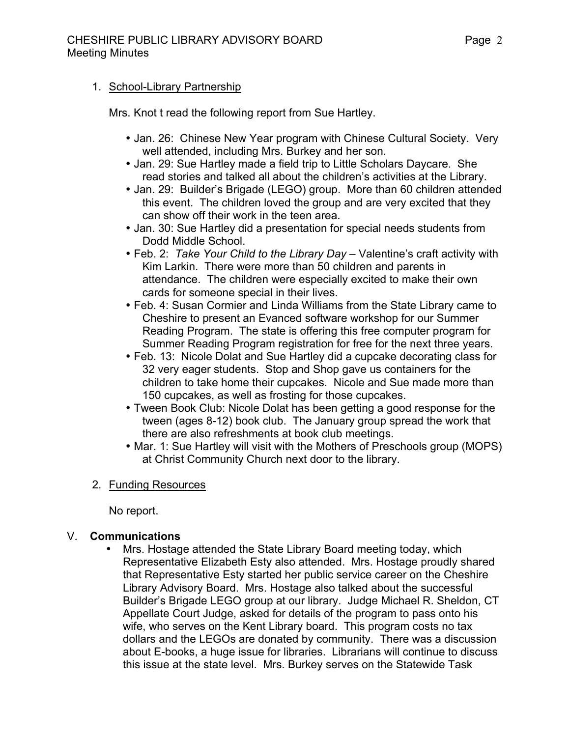1. School-Library Partnership

   Mrs. Knot t read the following report from Sue Hartley.

   - Jan. 26: Chinese New Year program with Chinese Cultural Society. Very well attended, including Mrs. Burkey and her son.
   - Jan. 29: Sue Hartley made a field trip to Little Scholars Daycare. She read stories and talked all about the children's activities at the Library.
   - Jan. 29: Builder's Brigade (LEGO) group. More than 60 children attended this event. The children loved the group and are very excited that they can show off their work in the teen area.
   - Jan. 30: Sue Hartley did a presentation for special needs students from Dodd Middle School.
   - Feb. 2: *Take Your Child to the Library Day* – Valentine's craft activity with Kim Larkin. There were more than 50 children and parents in attendance. The children were especially excited to make their own cards for someone special in their lives.
   - Feb. 4: Susan Cormier and Linda Williams from the State Library came to Cheshire to present an Evanced software workshop for our Summer Reading Program. The state is offering this free computer program for Summer Reading Program registration for free for the next three years.
   - Feb. 13: Nicole Dolat and Sue Hartley did a cupcake decorating class for 32 very eager students. Stop and Shop gave us containers for the children to take home their cupcakes. Nicole and Sue made more than 150 cupcakes, as well as frosting for those cupcakes.
   - Tween Book Club: Nicole Dolat has been getting a good response for the tween (ages 8-12) book club. The January group spread the work that there are also refreshments at book club meetings.
   - Mar. 1: Sue Hartley will visit with the Mothers of Preschools group (MOPS) at Christ Community Church next door to the library.

2. Funding Resources

   No report.

## V. **Communications**

- Mrs. Hostage attended the State Library Board meeting today, which Representative Elizabeth Esty also attended. Mrs. Hostage proudly shared that Representative Esty started her public service career on the Cheshire Library Advisory Board. Mrs. Hostage also talked about the successful Builder's Brigade LEGO group at our library. Judge Michael R. Sheldon, CT Appellate Court Judge, asked for details of the program to pass onto his wife, who serves on the Kent Library board. This program costs no tax dollars and the LEGOs are donated by community. There was a discussion about E-books, a huge issue for libraries. Librarians will continue to discuss this issue at the state level. Mrs. Burkey serves on the Statewide Task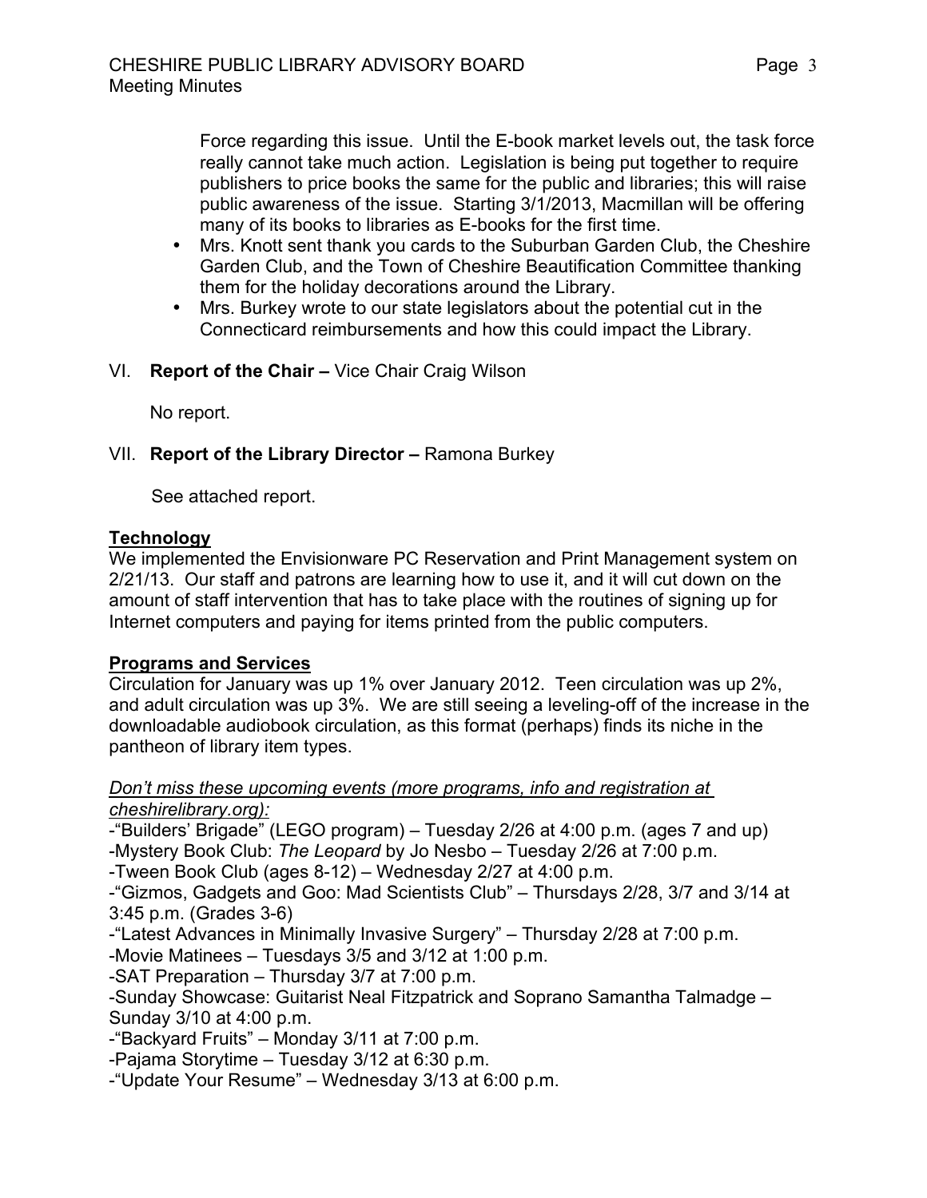Force regarding this issue. Until the E-book market levels out, the task force really cannot take much action. Legislation is being put together to require publishers to price books the same for the public and libraries; this will raise public awareness of the issue. Starting 3/1/2013, Macmillan will be offering many of its books to libraries as E-books for the first time.

- Mrs. Knott sent thank you cards to the Suburban Garden Club, the Cheshire Garden Club, and the Town of Cheshire Beautification Committee thanking them for the holiday decorations around the Library.
- Mrs. Burkey wrote to our state legislators about the potential cut in the Connecticard reimbursements and how this could impact the Library.

VI. **Report of the Chair –** Vice Chair Craig Wilson

No report.

VII. **Report of the Library Director –** Ramona Burkey

See attached report.

**Technology**

We implemented the Envisionware PC Reservation and Print Management system on 2/21/13. Our staff and patrons are learning how to use it, and it will cut down on the amount of staff intervention that has to take place with the routines of signing up for Internet computers and paying for items printed from the public computers.

**Programs and Services**

Circulation for January was up 1% over January 2012. Teen circulation was up 2%, and adult circulation was up 3%. We are still seeing a leveling-off of the increase in the downloadable audiobook circulation, as this format (perhaps) finds its niche in the pantheon of library item types.

*Don't miss these upcoming events (more programs, info and registration at cheshirelibrary.org):*

-"Builders' Brigade" (LEGO program) – Tuesday 2/26 at 4:00 p.m. (ages 7 and up)
-Mystery Book Club: *The Leopard* by Jo Nesbo – Tuesday 2/26 at 7:00 p.m.
-Tween Book Club (ages 8-12) – Wednesday 2/27 at 4:00 p.m.
-"Gizmos, Gadgets and Goo: Mad Scientists Club" – Thursdays 2/28, 3/7 and 3/14 at 3:45 p.m. (Grades 3-6)
-"Latest Advances in Minimally Invasive Surgery" – Thursday 2/28 at 7:00 p.m.
-Movie Matinees – Tuesdays 3/5 and 3/12 at 1:00 p.m.
-SAT Preparation – Thursday 3/7 at 7:00 p.m.
-Sunday Showcase: Guitarist Neal Fitzpatrick and Soprano Samantha Talmadge – Sunday 3/10 at 4:00 p.m.
-"Backyard Fruits" – Monday 3/11 at 7:00 p.m.
-Pajama Storytime – Tuesday 3/12 at 6:30 p.m.
-"Update Your Resume" – Wednesday 3/13 at 6:00 p.m.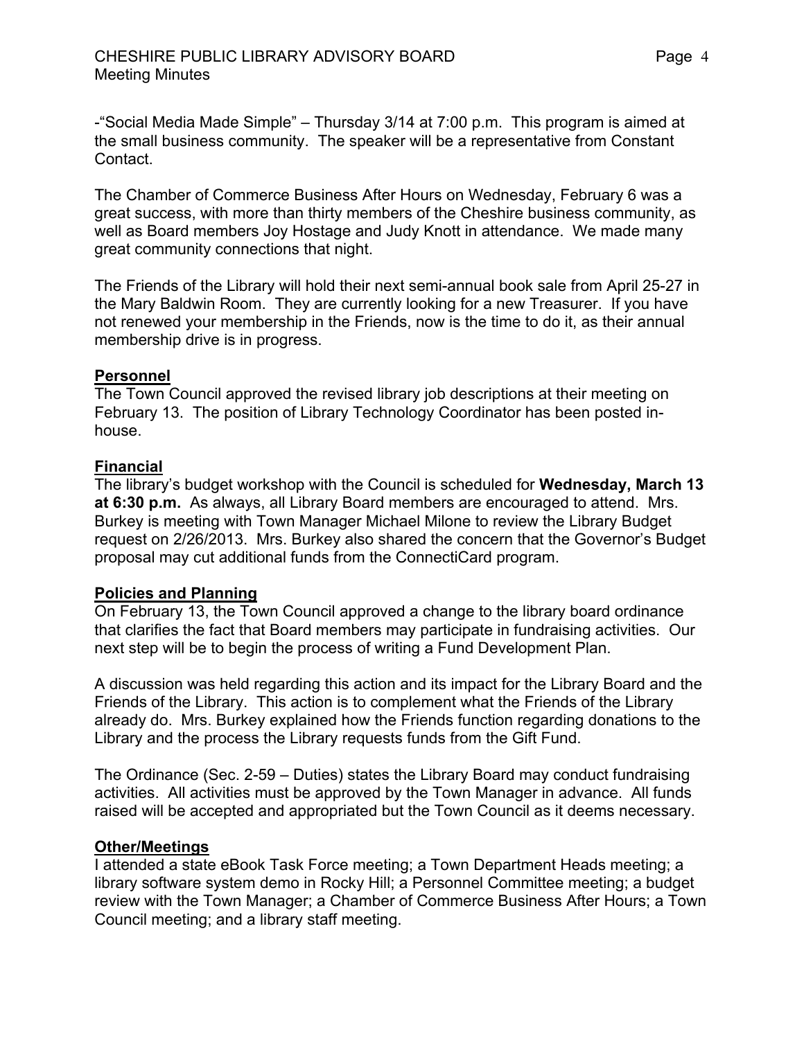-"Social Media Made Simple" – Thursday 3/14 at 7:00 p.m. This program is aimed at the small business community. The speaker will be a representative from Constant Contact.

The Chamber of Commerce Business After Hours on Wednesday, February 6 was a great success, with more than thirty members of the Cheshire business community, as well as Board members Joy Hostage and Judy Knott in attendance. We made many great community connections that night.

The Friends of the Library will hold their next semi-annual book sale from April 25-27 in the Mary Baldwin Room. They are currently looking for a new Treasurer. If you have not renewed your membership in the Friends, now is the time to do it, as their annual membership drive is in progress.

**Personnel**

The Town Council approved the revised library job descriptions at their meeting on February 13. The position of Library Technology Coordinator has been posted in-house.

**Financial**

The library's budget workshop with the Council is scheduled for **Wednesday, March 13 at 6:30 p.m.** As always, all Library Board members are encouraged to attend. Mrs. Burkey is meeting with Town Manager Michael Milone to review the Library Budget request on 2/26/2013. Mrs. Burkey also shared the concern that the Governor's Budget proposal may cut additional funds from the ConnectiCard program.

**Policies and Planning**

On February 13, the Town Council approved a change to the library board ordinance that clarifies the fact that Board members may participate in fundraising activities. Our next step will be to begin the process of writing a Fund Development Plan.

A discussion was held regarding this action and its impact for the Library Board and the Friends of the Library. This action is to complement what the Friends of the Library already do. Mrs. Burkey explained how the Friends function regarding donations to the Library and the process the Library requests funds from the Gift Fund.

The Ordinance (Sec. 2-59 – Duties) states the Library Board may conduct fundraising activities. All activities must be approved by the Town Manager in advance. All funds raised will be accepted and appropriated but the Town Council as it deems necessary.

**Other/Meetings**

I attended a state eBook Task Force meeting; a Town Department Heads meeting; a library software system demo in Rocky Hill; a Personnel Committee meeting; a budget review with the Town Manager; a Chamber of Commerce Business After Hours; a Town Council meeting; and a library staff meeting.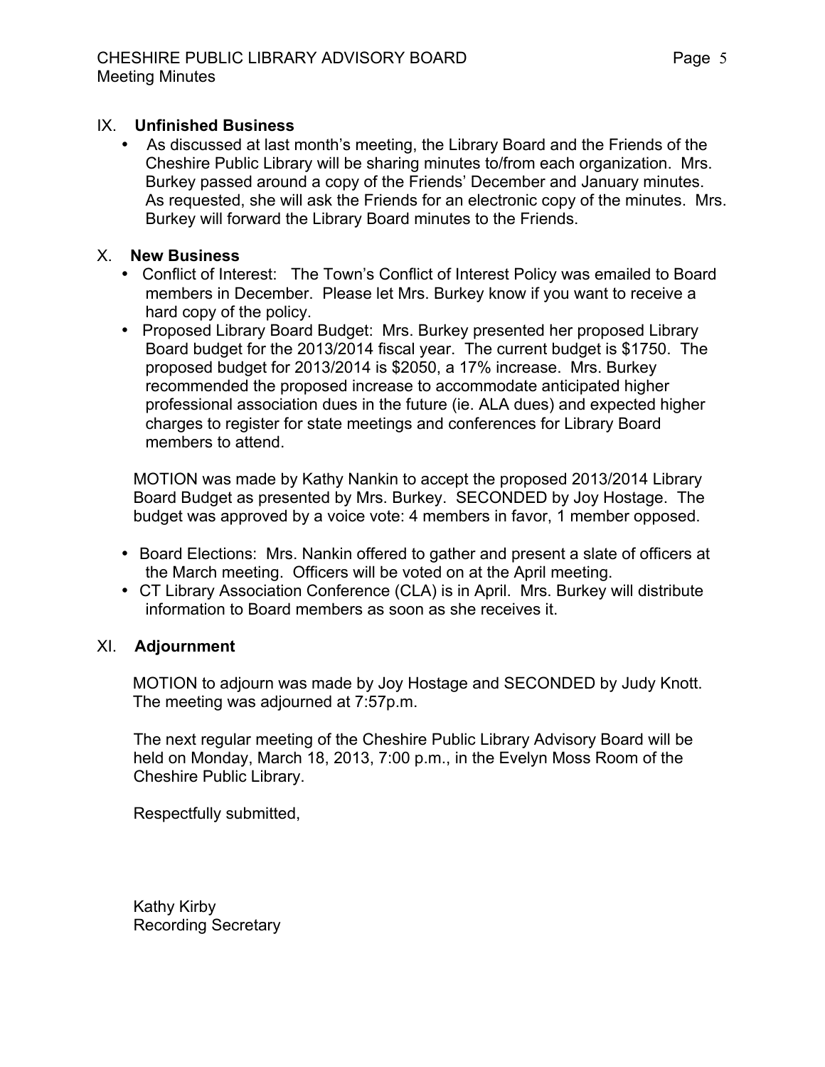## IX. **Unfinished Business**

- As discussed at last month's meeting, the Library Board and the Friends of the Cheshire Public Library will be sharing minutes to/from each organization. Mrs. Burkey passed around a copy of the Friends' December and January minutes. As requested, she will ask the Friends for an electronic copy of the minutes. Mrs. Burkey will forward the Library Board minutes to the Friends.

## X. **New Business**

- Conflict of Interest: The Town's Conflict of Interest Policy was emailed to Board members in December. Please let Mrs. Burkey know if you want to receive a hard copy of the policy.
- Proposed Library Board Budget: Mrs. Burkey presented her proposed Library Board budget for the 2013/2014 fiscal year. The current budget is $1750. The proposed budget for 2013/2014 is $2050, a 17% increase. Mrs. Burkey recommended the proposed increase to accommodate anticipated higher professional association dues in the future (ie. ALA dues) and expected higher charges to register for state meetings and conferences for Library Board members to attend.

MOTION was made by Kathy Nankin to accept the proposed 2013/2014 Library Board Budget as presented by Mrs. Burkey. SECONDED by Joy Hostage. The budget was approved by a voice vote: 4 members in favor, 1 member opposed.

- Board Elections: Mrs. Nankin offered to gather and present a slate of officers at the March meeting. Officers will be voted on at the April meeting.
- CT Library Association Conference (CLA) is in April. Mrs. Burkey will distribute information to Board members as soon as she receives it.

## XI. **Adjournment**

MOTION to adjourn was made by Joy Hostage and SECONDED by Judy Knott. The meeting was adjourned at 7:57p.m.

The next regular meeting of the Cheshire Public Library Advisory Board will be held on Monday, March 18, 2013, 7:00 p.m., in the Evelyn Moss Room of the Cheshire Public Library.

Respectfully submitted,

Kathy Kirby
Recording Secretary